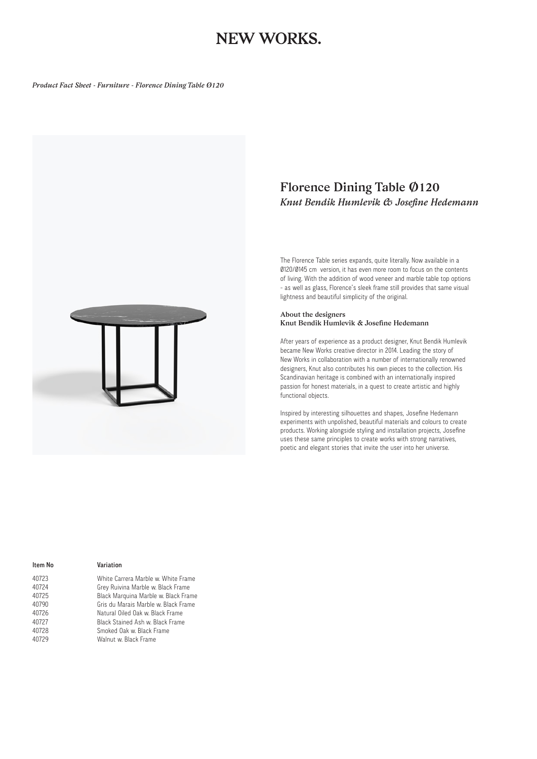# NEW WORKS.

*Product Fact Sheet - Furniture - Florence Dining Table Ø120*

## Florence Dining Table Ø120

### *Knut Bendik Humlevik & Josefine Hedemann*

The Florence Table series expands, quite literally. Now available in a Ø120/Ø145 cm version, it has even more room to focus on the contents of living. With the addition of wood veneer and marble table top options - as well as glass, Florence's sleek frame still provides that same visual lightness and beautiful simplicity of the original.

**About the designers**
**Knut Bendik Humlevik & Josefine Hedemann**

After years of experience as a product designer, Knut Bendik Humlevik became New Works creative director in 2014. Leading the story of New Works in collaboration with a number of internationally renowned designers, Knut also contributes his own pieces to the collection. His Scandinavian heritage is combined with an internationally inspired passion for honest materials, in a quest to create artistic and highly functional objects.

Inspired by interesting silhouettes and shapes, Josefine Hedemann experiments with unpolished, beautiful materials and colours to create products. Working alongside styling and installation projects, Josefine uses these same principles to create works with strong narratives, poetic and elegant stories that invite the user into her universe.

| Item No | Variation |
|---|---|
| 40723 | White Carrera Marble w. White Frame |
| 40724 | Grey Ruivina Marble w. Black Frame |
| 40725 | Black Marquina Marble w. Black Frame |
| 40790 | Gris du Marais Marble w. Black Frame |
| 40726 | Natural Oiled Oak w. Black Frame |
| 40727 | Black Stained Ash w. Black Frame |
| 40728 | Smoked Oak w. Black Frame |
| 40729 | Walnut w. Black Frame |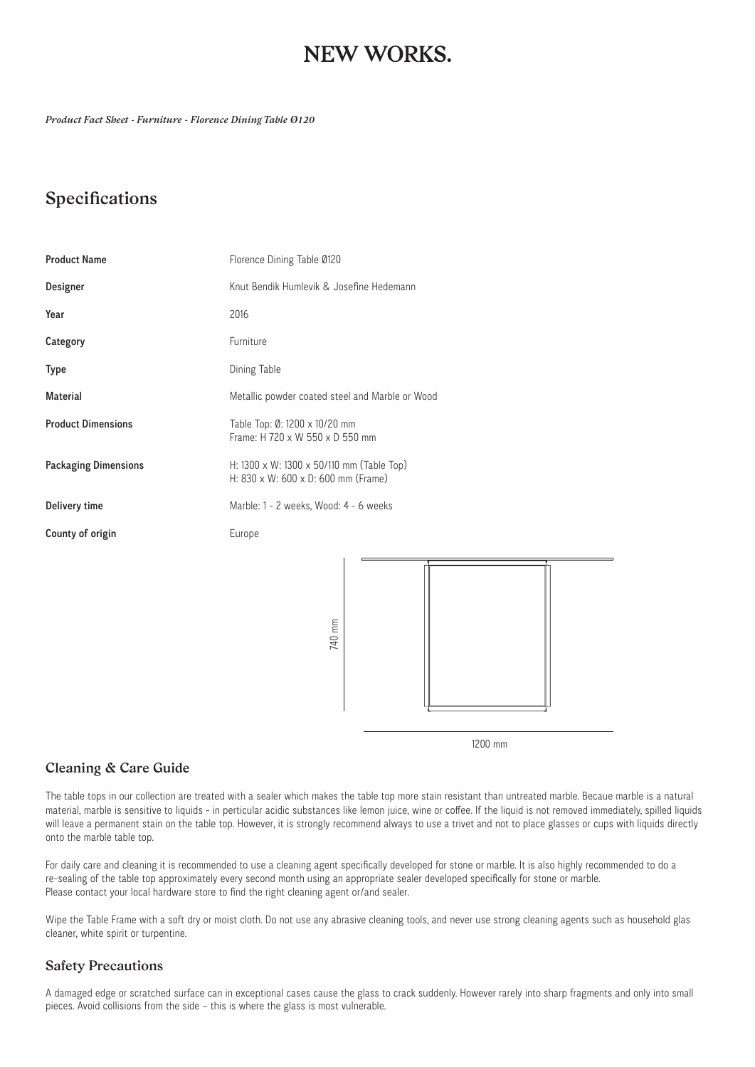# NEW WORKS.

*Product Fact Sheet - Furniture - Florence Dining Table Ø120*

## Specifications

| | |
|---|---|
| **Product Name** | Florence Dining Table Ø120 |
| **Designer** | Knut Bendik Humlevik & Josefine Hedemann |
| **Year** | 2016 |
| **Category** | Furniture |
| **Type** | Dining Table |
| **Material** | Metallic powder coated steel and Marble or Wood |
| **Product Dimensions** | Table Top: Ø: 1200 x 10/20 mm<br>Frame: H 720 x W 550 x D 550 mm |
| **Packaging Dimensions** | H: 1300 x W: 1300 x 50/110 mm (Table Top)<br>H: 830 x W: 600 x D: 600 mm (Frame) |
| **Delivery time** | Marble: 1 - 2 weeks, Wood: 4 - 6 weeks |
| **County of origin** | Europe |

740 mm

1200 mm

## Cleaning & Care Guide

The table tops in our collection are treated with a sealer which makes the table top more stain resistant than untreated marble. Becaue marble is a natural material, marble is sensitive to liquids - in particular acidic substances like lemon juice, wine or coffee. If the liquid is not removed immediately, spilled liquids will leave a permanent stain on the table top. However, it is strongly recommend always to use a trivet and not to place glasses or cups with liquids directly onto the marble table top.

For daily care and cleaning it is recommended to use a cleaning agent specifically developed for stone or marble. It is also highly recommended to do a re-sealing of the table top approximately every second month using an appropriate sealer developed specifically for stone or marble.
Please contact your local hardware store to find the right cleaning agent or/and sealer.

Wipe the Table Frame with a soft dry or moist cloth. Do not use any abrasive cleaning tools, and never use strong cleaning agents such as household glas cleaner, white spirit or turpentine.

## Safety Precautions

A damaged edge or scratched surface can in exceptional cases cause the glass to crack suddenly. However rarely into sharp fragments and only into small pieces. Avoid collisions from the side – this is where the glass is most vulnerable.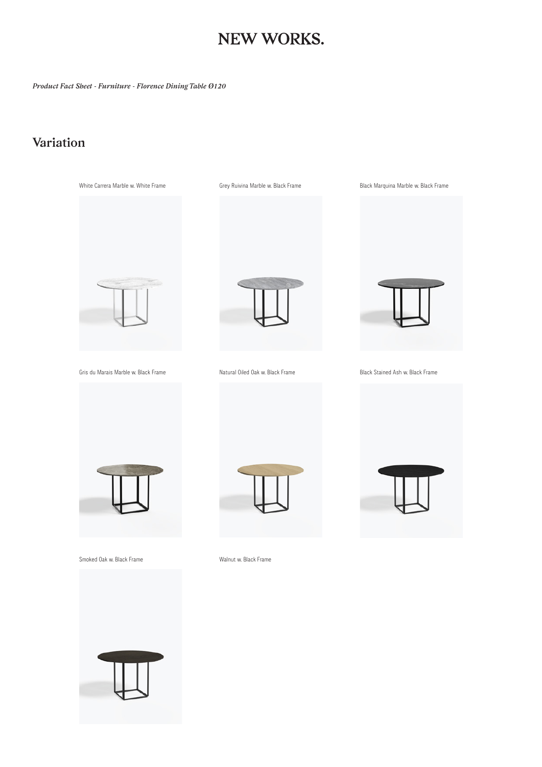# NEW WORKS.

*Product Fact Sheet - Furniture - Florence Dining Table Ø120*

## Variation

White Carrera Marble w. White Frame

Grey Ruivina Marble w. Black Frame

Black Marquina Marble w. Black Frame

Gris du Marais Marble w. Black Frame

Natural Oiled Oak w. Black Frame

Black Stained Ash w. Black Frame

Smoked Oak w. Black Frame

Walnut w. Black Frame